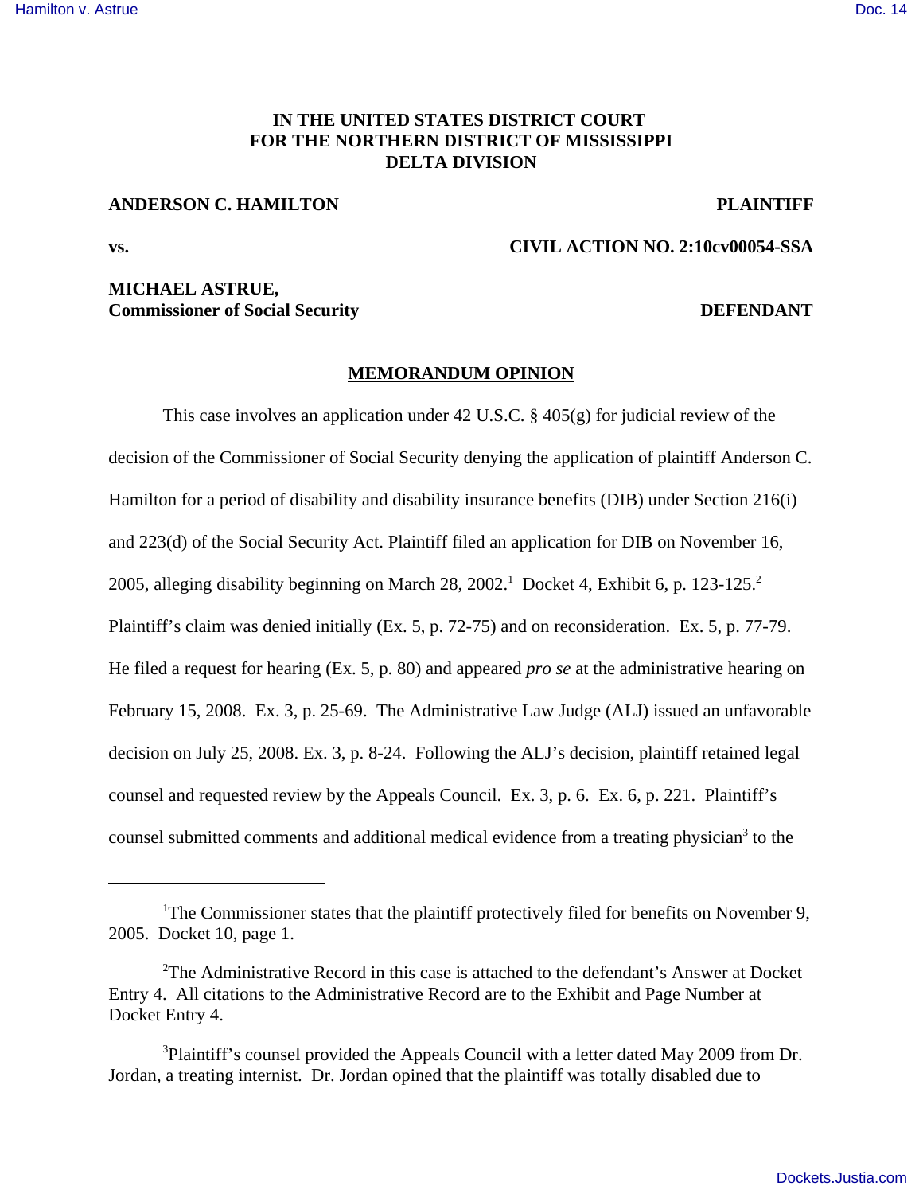**IN THE UNITED STATES DISTRICT COURT**
**FOR THE NORTHERN DISTRICT OF MISSISSIPPI**
**DELTA DIVISION**

**ANDERSON C. HAMILTON** **PLAINTIFF**

**vs.** **CIVIL ACTION NO. 2:10cv00054-SSA**

**MICHAEL ASTRUE,**
**Commissioner of Social Security** **DEFENDANT**

## MEMORANDUM OPINION

This case involves an application under 42 U.S.C. § 405(g) for judicial review of the decision of the Commissioner of Social Security denying the application of plaintiff Anderson C. Hamilton for a period of disability and disability insurance benefits (DIB) under Section 216(i) and 223(d) of the Social Security Act. Plaintiff filed an application for DIB on November 16, 2005, alleging disability beginning on March 28, 2002.[1] Docket 4, Exhibit 6, p. 123-125.[2] Plaintiff's claim was denied initially (Ex. 5, p. 72-75) and on reconsideration. Ex. 5, p. 77-79. He filed a request for hearing (Ex. 5, p. 80) and appeared *pro se* at the administrative hearing on February 15, 2008. Ex. 3, p. 25-69. The Administrative Law Judge (ALJ) issued an unfavorable decision on July 25, 2008. Ex. 3, p. 8-24. Following the ALJ's decision, plaintiff retained legal counsel and requested review by the Appeals Council. Ex. 3, p. 6. Ex. 6, p. 221. Plaintiff's counsel submitted comments and additional medical evidence from a treating physician[3] to the

---

[1]The Commissioner states that the plaintiff protectively filed for benefits on November 9, 2005. Docket 10, page 1.

[2]The Administrative Record in this case is attached to the defendant's Answer at Docket Entry 4. All citations to the Administrative Record are to the Exhibit and Page Number at Docket Entry 4.

[3]Plaintiff's counsel provided the Appeals Council with a letter dated May 2009 from Dr. Jordan, a treating internist. Dr. Jordan opined that the plaintiff was totally disabled due to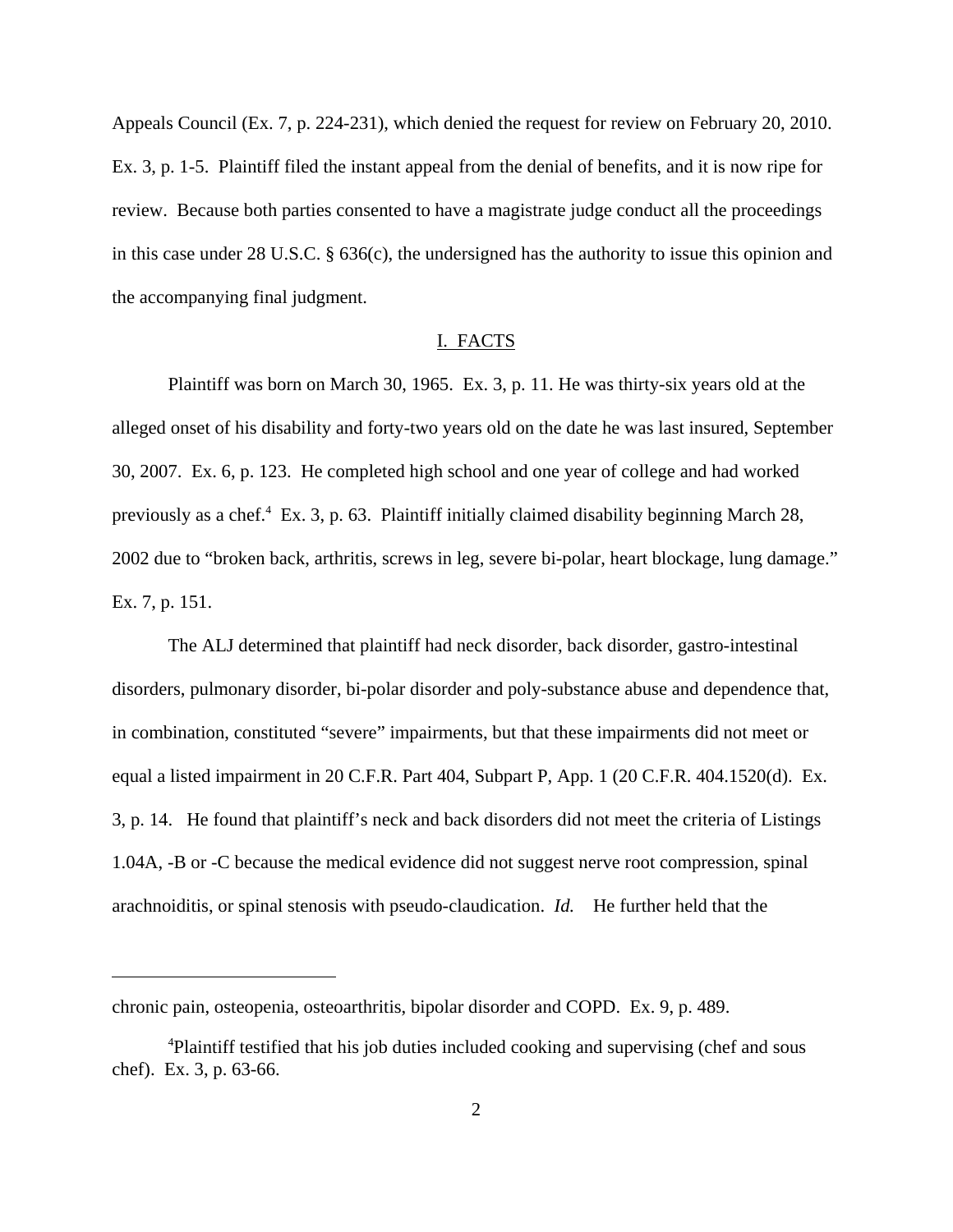Appeals Council (Ex. 7, p. 224-231), which denied the request for review on February 20, 2010. Ex. 3, p. 1-5. Plaintiff filed the instant appeal from the denial of benefits, and it is now ripe for review. Because both parties consented to have a magistrate judge conduct all the proceedings in this case under 28 U.S.C. § 636(c), the undersigned has the authority to issue this opinion and the accompanying final judgment.

## I. FACTS

Plaintiff was born on March 30, 1965. Ex. 3, p. 11. He was thirty-six years old at the alleged onset of his disability and forty-two years old on the date he was last insured, September 30, 2007. Ex. 6, p. 123. He completed high school and one year of college and had worked previously as a chef.[4] Ex. 3, p. 63. Plaintiff initially claimed disability beginning March 28, 2002 due to "broken back, arthritis, screws in leg, severe bi-polar, heart blockage, lung damage." Ex. 7, p. 151.

The ALJ determined that plaintiff had neck disorder, back disorder, gastro-intestinal disorders, pulmonary disorder, bi-polar disorder and poly-substance abuse and dependence that, in combination, constituted "severe" impairments, but that these impairments did not meet or equal a listed impairment in 20 C.F.R. Part 404, Subpart P, App. 1 (20 C.F.R. 404.1520(d). Ex. 3, p. 14. He found that plaintiff's neck and back disorders did not meet the criteria of Listings 1.04A, -B or -C because the medical evidence did not suggest nerve root compression, spinal arachnoiditis, or spinal stenosis with pseudo-claudication. *Id.* He further held that the

---

chronic pain, osteopenia, osteoarthritis, bipolar disorder and COPD. Ex. 9, p. 489.

[4]Plaintiff testified that his job duties included cooking and supervising (chef and sous chef). Ex. 3, p. 63-66.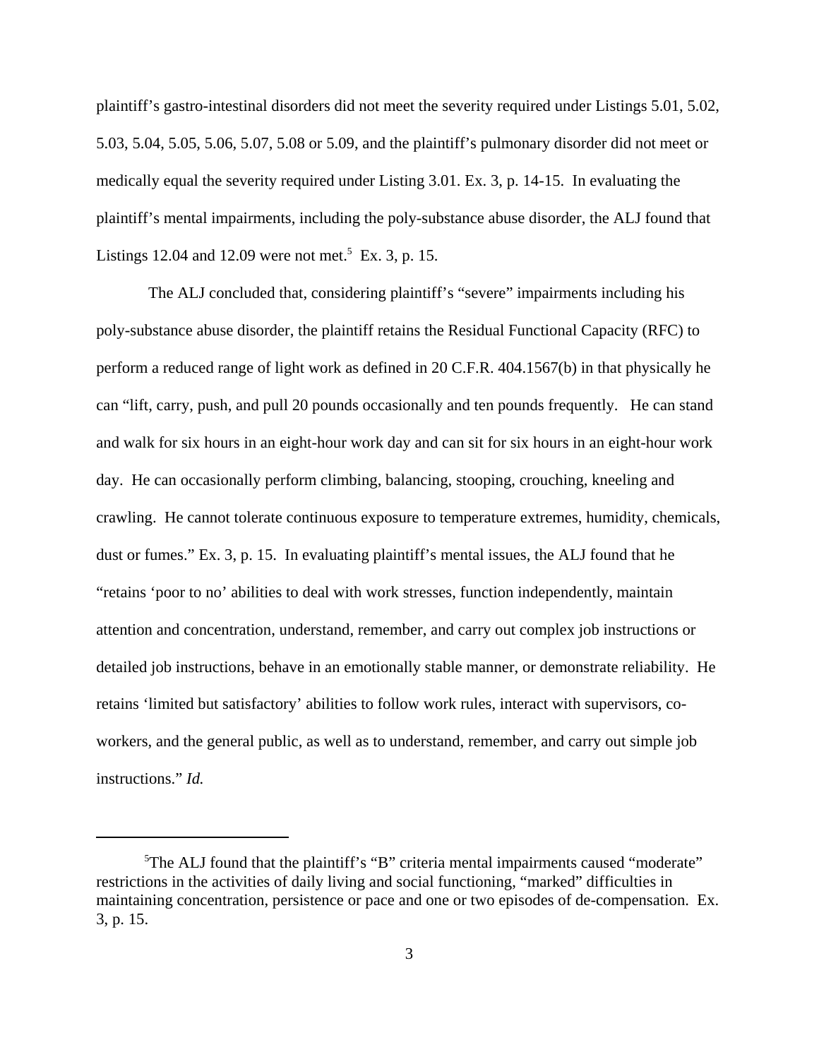plaintiff's gastro-intestinal disorders did not meet the severity required under Listings 5.01, 5.02, 5.03, 5.04, 5.05, 5.06, 5.07, 5.08 or 5.09, and the plaintiff's pulmonary disorder did not meet or medically equal the severity required under Listing 3.01. Ex. 3, p. 14-15. In evaluating the plaintiff's mental impairments, including the poly-substance abuse disorder, the ALJ found that Listings 12.04 and 12.09 were not met.[5] Ex. 3, p. 15.

The ALJ concluded that, considering plaintiff's "severe" impairments including his poly-substance abuse disorder, the plaintiff retains the Residual Functional Capacity (RFC) to perform a reduced range of light work as defined in 20 C.F.R. 404.1567(b) in that physically he can "lift, carry, push, and pull 20 pounds occasionally and ten pounds frequently. He can stand and walk for six hours in an eight-hour work day and can sit for six hours in an eight-hour work day. He can occasionally perform climbing, balancing, stooping, crouching, kneeling and crawling. He cannot tolerate continuous exposure to temperature extremes, humidity, chemicals, dust or fumes." Ex. 3, p. 15. In evaluating plaintiff's mental issues, the ALJ found that he "retains 'poor to no' abilities to deal with work stresses, function independently, maintain attention and concentration, understand, remember, and carry out complex job instructions or detailed job instructions, behave in an emotionally stable manner, or demonstrate reliability. He retains 'limited but satisfactory' abilities to follow work rules, interact with supervisors, co-workers, and the general public, as well as to understand, remember, and carry out simple job instructions." *Id.*

---

[5]The ALJ found that the plaintiff's "B" criteria mental impairments caused "moderate" restrictions in the activities of daily living and social functioning, "marked" difficulties in maintaining concentration, persistence or pace and one or two episodes of de-compensation. Ex. 3, p. 15.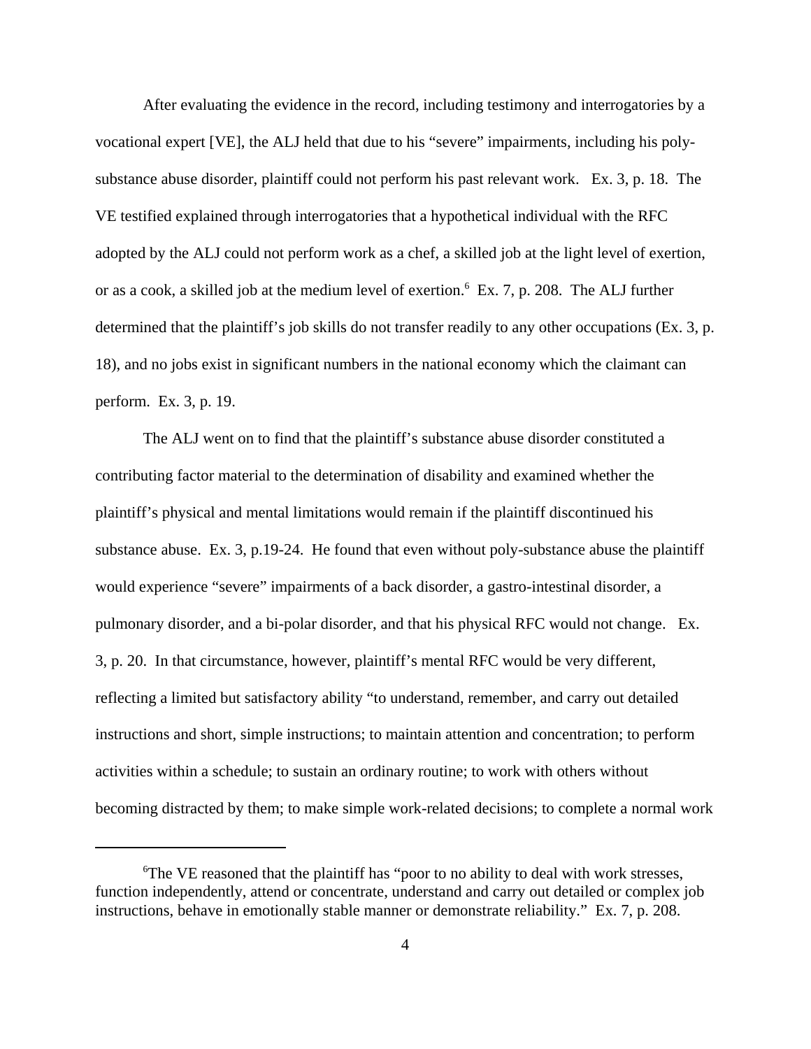After evaluating the evidence in the record, including testimony and interrogatories by a vocational expert [VE], the ALJ held that due to his "severe" impairments, including his poly-substance abuse disorder, plaintiff could not perform his past relevant work. Ex. 3, p. 18. The VE testified explained through interrogatories that a hypothetical individual with the RFC adopted by the ALJ could not perform work as a chef, a skilled job at the light level of exertion, or as a cook, a skilled job at the medium level of exertion.[6] Ex. 7, p. 208. The ALJ further determined that the plaintiff's job skills do not transfer readily to any other occupations (Ex. 3, p. 18), and no jobs exist in significant numbers in the national economy which the claimant can perform. Ex. 3, p. 19.

The ALJ went on to find that the plaintiff's substance abuse disorder constituted a contributing factor material to the determination of disability and examined whether the plaintiff's physical and mental limitations would remain if the plaintiff discontinued his substance abuse. Ex. 3, p.19-24. He found that even without poly-substance abuse the plaintiff would experience "severe" impairments of a back disorder, a gastro-intestinal disorder, a pulmonary disorder, and a bi-polar disorder, and that his physical RFC would not change. Ex. 3, p. 20. In that circumstance, however, plaintiff's mental RFC would be very different, reflecting a limited but satisfactory ability "to understand, remember, and carry out detailed instructions and short, simple instructions; to maintain attention and concentration; to perform activities within a schedule; to sustain an ordinary routine; to work with others without becoming distracted by them; to make simple work-related decisions; to complete a normal work

---

[6]The VE reasoned that the plaintiff has "poor to no ability to deal with work stresses, function independently, attend or concentrate, understand and carry out detailed or complex job instructions, behave in emotionally stable manner or demonstrate reliability." Ex. 7, p. 208.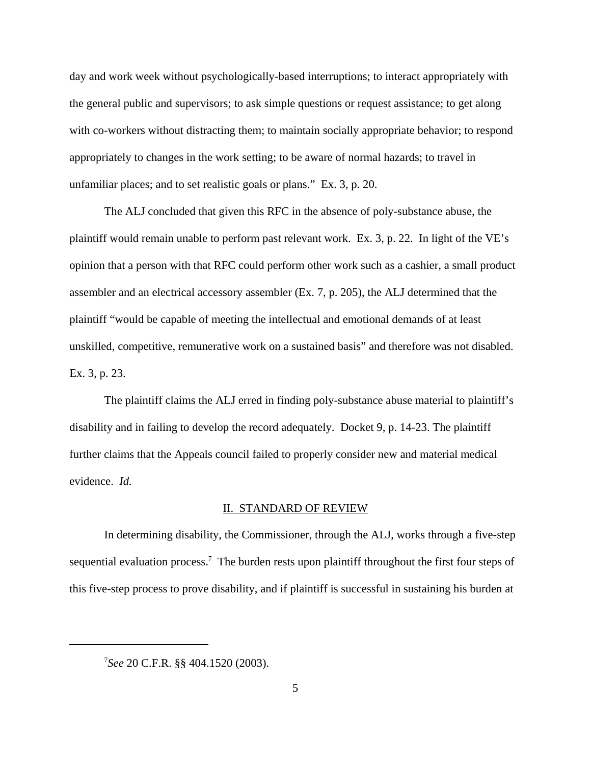day and work week without psychologically-based interruptions; to interact appropriately with the general public and supervisors; to ask simple questions or request assistance; to get along with co-workers without distracting them; to maintain socially appropriate behavior; to respond appropriately to changes in the work setting; to be aware of normal hazards; to travel in unfamiliar places; and to set realistic goals or plans." Ex. 3, p. 20.

The ALJ concluded that given this RFC in the absence of poly-substance abuse, the plaintiff would remain unable to perform past relevant work. Ex. 3, p. 22. In light of the VE's opinion that a person with that RFC could perform other work such as a cashier, a small product assembler and an electrical accessory assembler (Ex. 7, p. 205), the ALJ determined that the plaintiff "would be capable of meeting the intellectual and emotional demands of at least unskilled, competitive, remunerative work on a sustained basis" and therefore was not disabled. Ex. 3, p. 23.

The plaintiff claims the ALJ erred in finding poly-substance abuse material to plaintiff's disability and in failing to develop the record adequately. Docket 9, p. 14-23. The plaintiff further claims that the Appeals council failed to properly consider new and material medical evidence. *Id.*

## II. STANDARD OF REVIEW

In determining disability, the Commissioner, through the ALJ, works through a five-step sequential evaluation process.[7] The burden rests upon plaintiff throughout the first four steps of this five-step process to prove disability, and if plaintiff is successful in sustaining his burden at

---

[7] *See* 20 C.F.R. §§ 404.1520 (2003).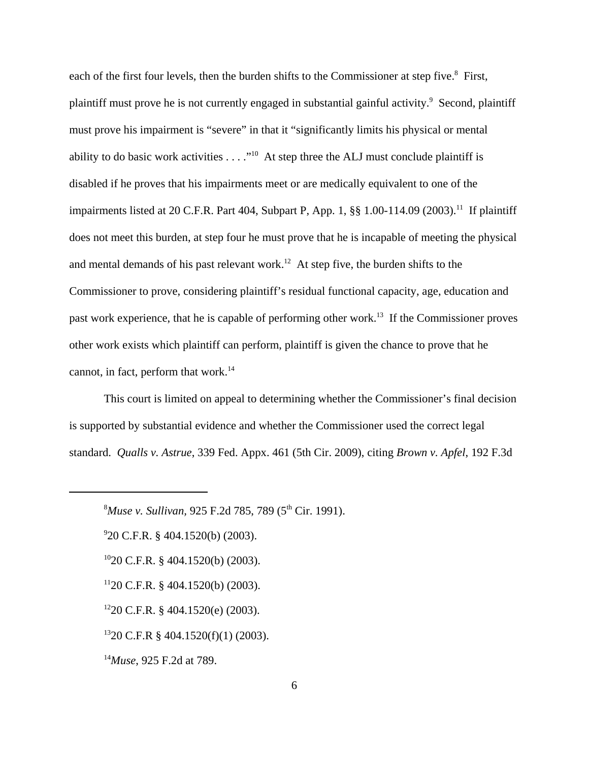each of the first four levels, then the burden shifts to the Commissioner at step five.[8] First, plaintiff must prove he is not currently engaged in substantial gainful activity.[9] Second, plaintiff must prove his impairment is "severe" in that it "significantly limits his physical or mental ability to do basic work activities . . . ."[10] At step three the ALJ must conclude plaintiff is disabled if he proves that his impairments meet or are medically equivalent to one of the impairments listed at 20 C.F.R. Part 404, Subpart P, App. 1, §§ 1.00-114.09 (2003).[11] If plaintiff does not meet this burden, at step four he must prove that he is incapable of meeting the physical and mental demands of his past relevant work.[12] At step five, the burden shifts to the Commissioner to prove, considering plaintiff's residual functional capacity, age, education and past work experience, that he is capable of performing other work.[13] If the Commissioner proves other work exists which plaintiff can perform, plaintiff is given the chance to prove that he cannot, in fact, perform that work.[14]

This court is limited on appeal to determining whether the Commissioner's final decision is supported by substantial evidence and whether the Commissioner used the correct legal standard. *Qualls v. Astrue*, 339 Fed. Appx. 461 (5th Cir. 2009), citing *Brown v. Apfel*, 192 F.3d

---

[8] *Muse v. Sullivan*, 925 F.2d 785, 789 (5th Cir. 1991).

[9] 20 C.F.R. § 404.1520(b) (2003).

[10] 20 C.F.R. § 404.1520(b) (2003).

[11] 20 C.F.R. § 404.1520(b) (2003).

[12] 20 C.F.R. § 404.1520(e) (2003).

[13] 20 C.F.R § 404.1520(f)(1) (2003).

[14] *Muse*, 925 F.2d at 789.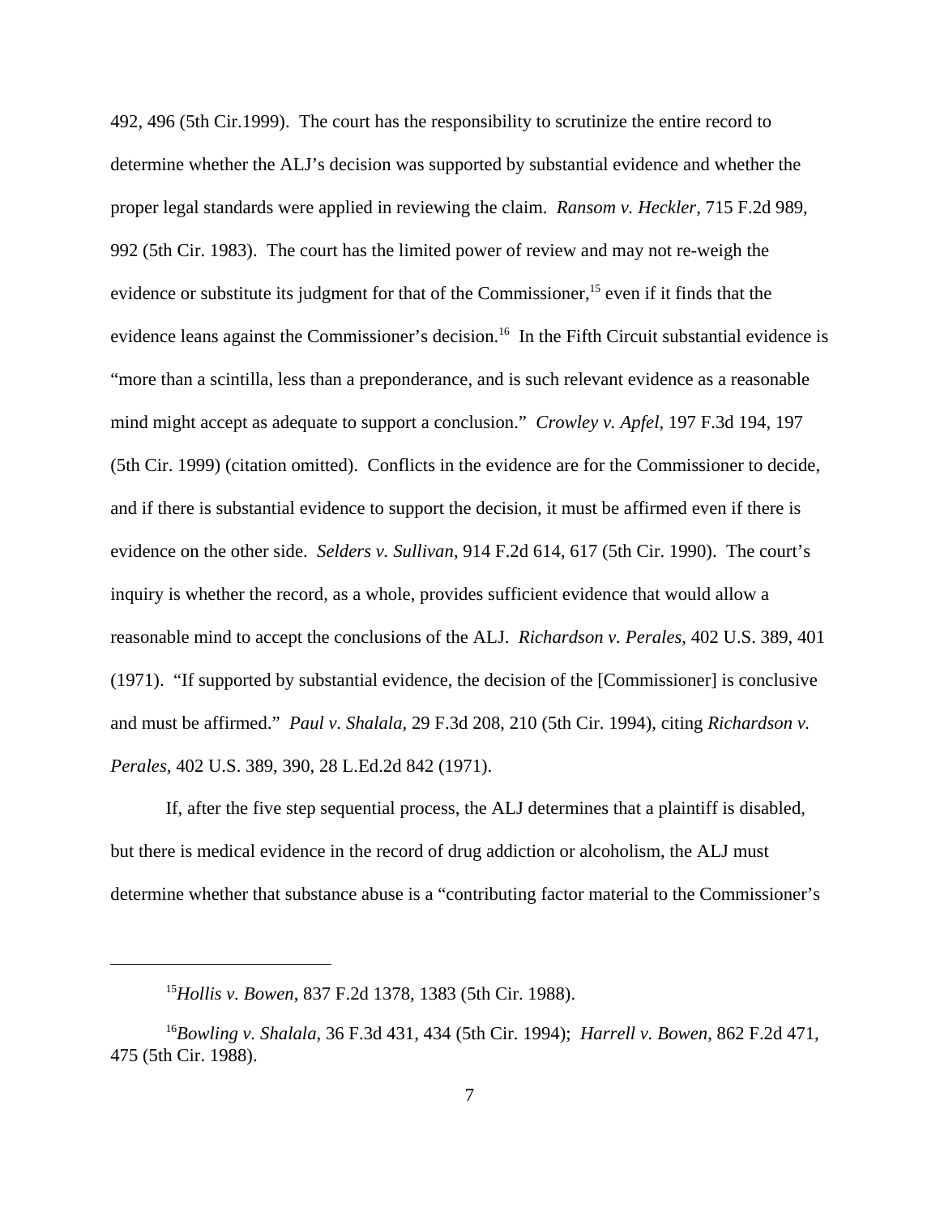492, 496 (5th Cir.1999). The court has the responsibility to scrutinize the entire record to determine whether the ALJ's decision was supported by substantial evidence and whether the proper legal standards were applied in reviewing the claim. *Ransom v. Heckler*, 715 F.2d 989, 992 (5th Cir. 1983). The court has the limited power of review and may not re-weigh the evidence or substitute its judgment for that of the Commissioner,[15] even if it finds that the evidence leans against the Commissioner's decision.[16] In the Fifth Circuit substantial evidence is "more than a scintilla, less than a preponderance, and is such relevant evidence as a reasonable mind might accept as adequate to support a conclusion." *Crowley v. Apfel*, 197 F.3d 194, 197 (5th Cir. 1999) (citation omitted). Conflicts in the evidence are for the Commissioner to decide, and if there is substantial evidence to support the decision, it must be affirmed even if there is evidence on the other side. *Selders v. Sullivan*, 914 F.2d 614, 617 (5th Cir. 1990). The court's inquiry is whether the record, as a whole, provides sufficient evidence that would allow a reasonable mind to accept the conclusions of the ALJ. *Richardson v. Perales*, 402 U.S. 389, 401 (1971). "If supported by substantial evidence, the decision of the [Commissioner] is conclusive and must be affirmed." *Paul v. Shalala*, 29 F.3d 208, 210 (5th Cir. 1994), citing *Richardson v. Perales*, 402 U.S. 389, 390, 28 L.Ed.2d 842 (1971).

If, after the five step sequential process, the ALJ determines that a plaintiff is disabled, but there is medical evidence in the record of drug addiction or alcoholism, the ALJ must determine whether that substance abuse is a "contributing factor material to the Commissioner's

---

[15] *Hollis v. Bowen*, 837 F.2d 1378, 1383 (5th Cir. 1988).

[16] *Bowling v. Shalala*, 36 F.3d 431, 434 (5th Cir. 1994); *Harrell v. Bowen*, 862 F.2d 471, 475 (5th Cir. 1988).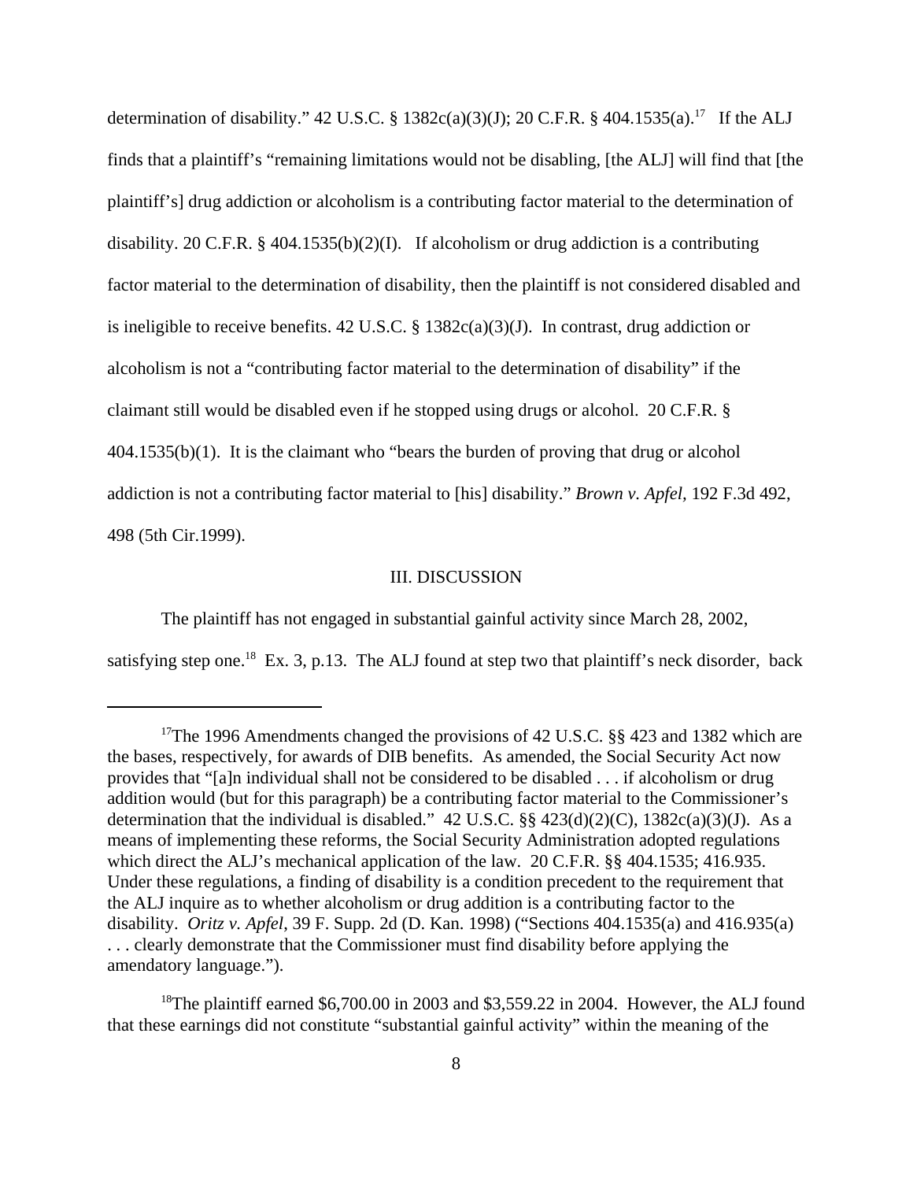determination of disability." 42 U.S.C. § 1382c(a)(3)(J); 20 C.F.R. § 404.1535(a).[17] If the ALJ finds that a plaintiff's "remaining limitations would not be disabling, [the ALJ] will find that [the plaintiff's] drug addiction or alcoholism is a contributing factor material to the determination of disability. 20 C.F.R. § 404.1535(b)(2)(I). If alcoholism or drug addiction is a contributing factor material to the determination of disability, then the plaintiff is not considered disabled and is ineligible to receive benefits. 42 U.S.C. § 1382c(a)(3)(J). In contrast, drug addiction or alcoholism is not a "contributing factor material to the determination of disability" if the claimant still would be disabled even if he stopped using drugs or alcohol. 20 C.F.R. § 404.1535(b)(1). It is the claimant who "bears the burden of proving that drug or alcohol addiction is not a contributing factor material to [his] disability." *Brown v. Apfel*, 192 F.3d 492, 498 (5th Cir.1999).

III. DISCUSSION

The plaintiff has not engaged in substantial gainful activity since March 28, 2002, satisfying step one.[18] Ex. 3, p.13. The ALJ found at step two that plaintiff's neck disorder, back

---

[17]The 1996 Amendments changed the provisions of 42 U.S.C. §§ 423 and 1382 which are the bases, respectively, for awards of DIB benefits. As amended, the Social Security Act now provides that "[a]n individual shall not be considered to be disabled . . . if alcoholism or drug addition would (but for this paragraph) be a contributing factor material to the Commissioner's determination that the individual is disabled." 42 U.S.C. §§ 423(d)(2)(C), 1382c(a)(3)(J). As a means of implementing these reforms, the Social Security Administration adopted regulations which direct the ALJ's mechanical application of the law. 20 C.F.R. §§ 404.1535; 416.935. Under these regulations, a finding of disability is a condition precedent to the requirement that the ALJ inquire as to whether alcoholism or drug addition is a contributing factor to the disability. *Oritz v. Apfel*, 39 F. Supp. 2d (D. Kan. 1998) ("Sections 404.1535(a) and 416.935(a) . . . clearly demonstrate that the Commissioner must find disability before applying the amendatory language.").

[18]The plaintiff earned $6,700.00 in 2003 and $3,559.22 in 2004. However, the ALJ found that these earnings did not constitute "substantial gainful activity" within the meaning of the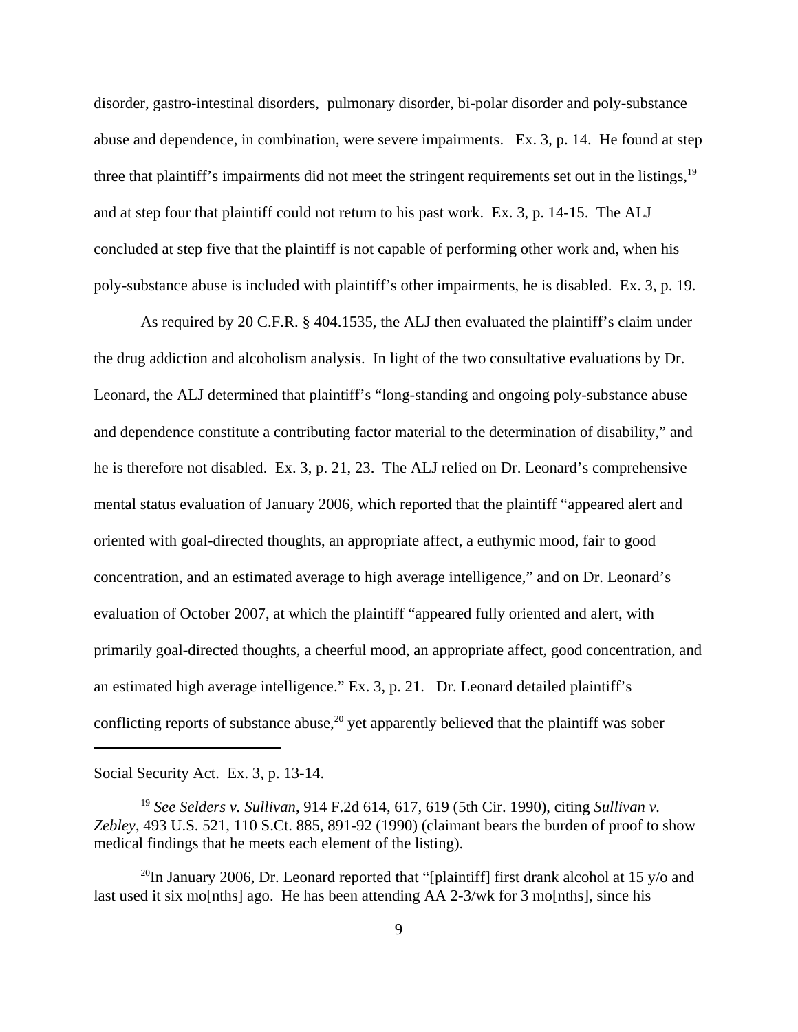disorder, gastro-intestinal disorders, pulmonary disorder, bi-polar disorder and poly-substance abuse and dependence, in combination, were severe impairments. Ex. 3, p. 14. He found at step three that plaintiff's impairments did not meet the stringent requirements set out in the listings,[19] and at step four that plaintiff could not return to his past work. Ex. 3, p. 14-15. The ALJ concluded at step five that the plaintiff is not capable of performing other work and, when his poly-substance abuse is included with plaintiff's other impairments, he is disabled. Ex. 3, p. 19.

As required by 20 C.F.R. § 404.1535, the ALJ then evaluated the plaintiff's claim under the drug addiction and alcoholism analysis. In light of the two consultative evaluations by Dr. Leonard, the ALJ determined that plaintiff's "long-standing and ongoing poly-substance abuse and dependence constitute a contributing factor material to the determination of disability," and he is therefore not disabled. Ex. 3, p. 21, 23. The ALJ relied on Dr. Leonard's comprehensive mental status evaluation of January 2006, which reported that the plaintiff "appeared alert and oriented with goal-directed thoughts, an appropriate affect, a euthymic mood, fair to good concentration, and an estimated average to high average intelligence," and on Dr. Leonard's evaluation of October 2007, at which the plaintiff "appeared fully oriented and alert, with primarily goal-directed thoughts, a cheerful mood, an appropriate affect, good concentration, and an estimated high average intelligence." Ex. 3, p. 21. Dr. Leonard detailed plaintiff's conflicting reports of substance abuse,[20] yet apparently believed that the plaintiff was sober

---

Social Security Act. Ex. 3, p. 13-14.

[19] *See Selders v. Sullivan*, 914 F.2d 614, 617, 619 (5th Cir. 1990), citing *Sullivan v. Zebley*, 493 U.S. 521, 110 S.Ct. 885, 891-92 (1990) (claimant bears the burden of proof to show medical findings that he meets each element of the listing).

[20] In January 2006, Dr. Leonard reported that "[plaintiff] first drank alcohol at 15 y/o and last used it six mo[nths] ago. He has been attending AA 2-3/wk for 3 mo[nths], since his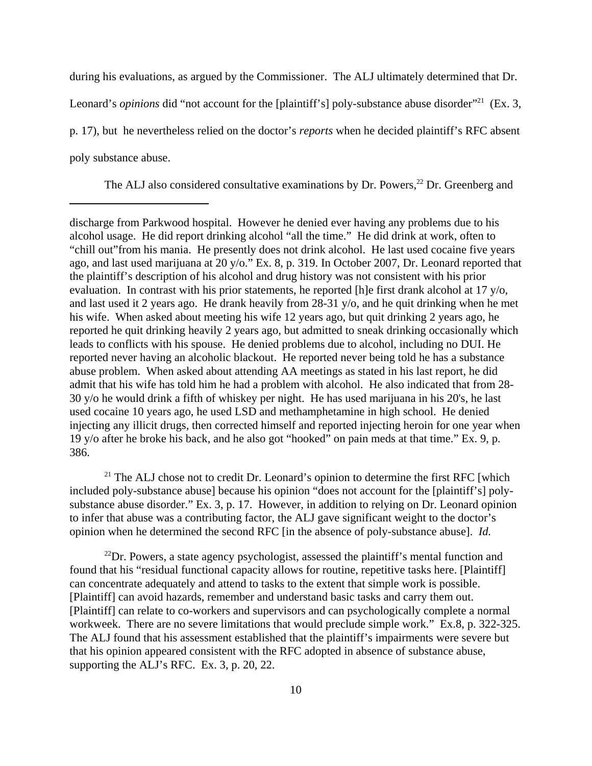during his evaluations, as argued by the Commissioner. The ALJ ultimately determined that Dr. Leonard's *opinions* did "not account for the [plaintiff's] poly-substance abuse disorder"[21] (Ex. 3, p. 17), but he nevertheless relied on the doctor's *reports* when he decided plaintiff's RFC absent poly substance abuse.

The ALJ also considered consultative examinations by Dr. Powers,[22] Dr. Greenberg and

---

discharge from Parkwood hospital. However he denied ever having any problems due to his alcohol usage. He did report drinking alcohol "all the time." He did drink at work, often to "chill out"from his mania. He presently does not drink alcohol. He last used cocaine five years ago, and last used marijuana at 20 y/o." Ex. 8, p. 319. In October 2007, Dr. Leonard reported that the plaintiff's description of his alcohol and drug history was not consistent with his prior evaluation. In contrast with his prior statements, he reported [h]e first drank alcohol at 17 y/o, and last used it 2 years ago. He drank heavily from 28-31 y/o, and he quit drinking when he met his wife. When asked about meeting his wife 12 years ago, but quit drinking 2 years ago, he reported he quit drinking heavily 2 years ago, but admitted to sneak drinking occasionally which leads to conflicts with his spouse. He denied problems due to alcohol, including no DUI. He reported never having an alcoholic blackout. He reported never being told he has a substance abuse problem. When asked about attending AA meetings as stated in his last report, he did admit that his wife has told him he had a problem with alcohol. He also indicated that from 28-30 y/o he would drink a fifth of whiskey per night. He has used marijuana in his 20's, he last used cocaine 10 years ago, he used LSD and methamphetamine in high school. He denied injecting any illicit drugs, then corrected himself and reported injecting heroin for one year when 19 y/o after he broke his back, and he also got "hooked" on pain meds at that time." Ex. 9, p. 386.

[21] The ALJ chose not to credit Dr. Leonard's opinion to determine the first RFC [which included poly-substance abuse] because his opinion "does not account for the [plaintiff's] poly-substance abuse disorder." Ex. 3, p. 17. However, in addition to relying on Dr. Leonard opinion to infer that abuse was a contributing factor, the ALJ gave significant weight to the doctor's opinion when he determined the second RFC [in the absence of poly-substance abuse]. *Id.*

[22] Dr. Powers, a state agency psychologist, assessed the plaintiff's mental function and found that his "residual functional capacity allows for routine, repetitive tasks here. [Plaintiff] can concentrate adequately and attend to tasks to the extent that simple work is possible. [Plaintiff] can avoid hazards, remember and understand basic tasks and carry them out. [Plaintiff] can relate to co-workers and supervisors and can psychologically complete a normal workweek. There are no severe limitations that would preclude simple work." Ex.8, p. 322-325. The ALJ found that his assessment established that the plaintiff's impairments were severe but that his opinion appeared consistent with the RFC adopted in absence of substance abuse, supporting the ALJ's RFC. Ex. 3, p. 20, 22.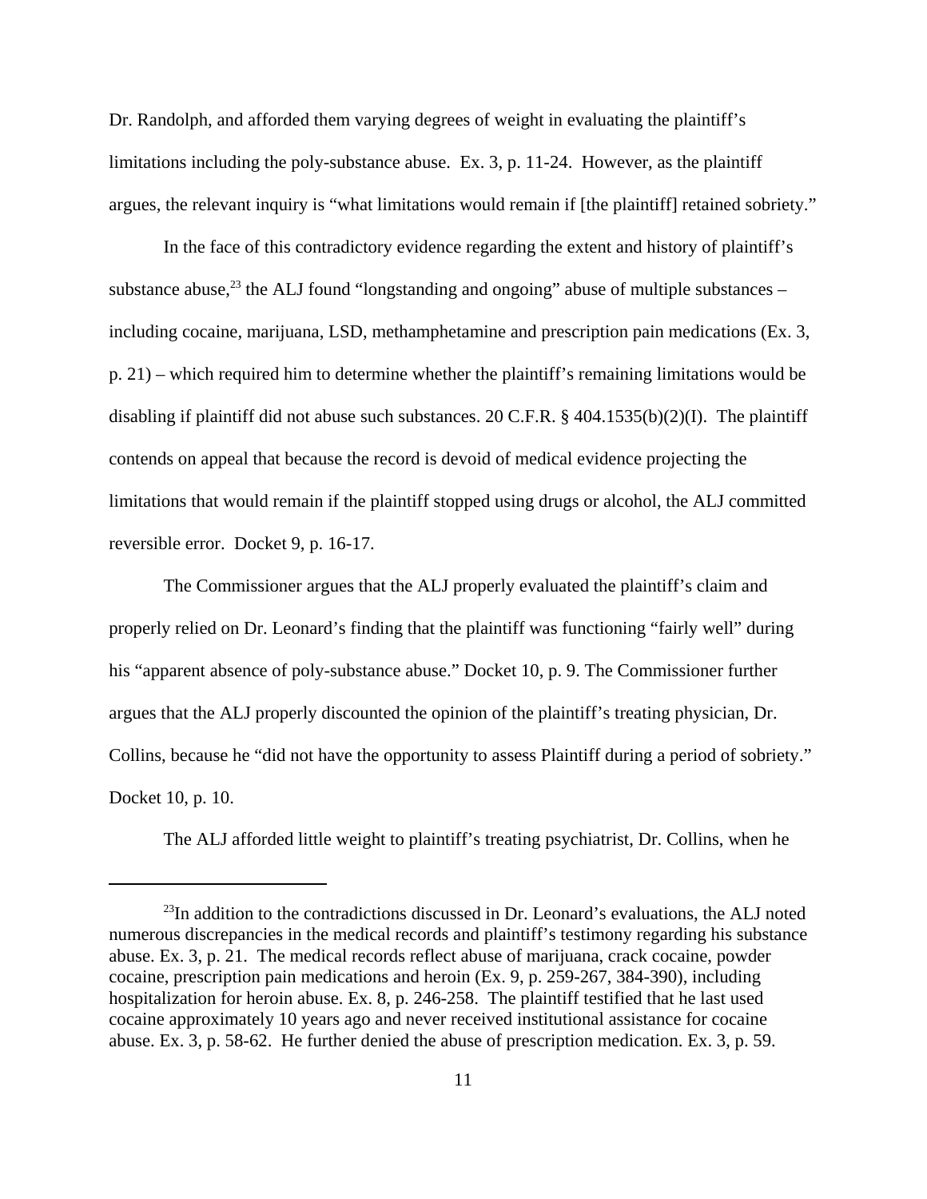Dr. Randolph, and afforded them varying degrees of weight in evaluating the plaintiff's limitations including the poly-substance abuse. Ex. 3, p. 11-24. However, as the plaintiff argues, the relevant inquiry is "what limitations would remain if [the plaintiff] retained sobriety."

In the face of this contradictory evidence regarding the extent and history of plaintiff's substance abuse,[23] the ALJ found "longstanding and ongoing" abuse of multiple substances – including cocaine, marijuana, LSD, methamphetamine and prescription pain medications (Ex. 3, p. 21) – which required him to determine whether the plaintiff's remaining limitations would be disabling if plaintiff did not abuse such substances. 20 C.F.R. § 404.1535(b)(2)(I). The plaintiff contends on appeal that because the record is devoid of medical evidence projecting the limitations that would remain if the plaintiff stopped using drugs or alcohol, the ALJ committed reversible error. Docket 9, p. 16-17.

The Commissioner argues that the ALJ properly evaluated the plaintiff's claim and properly relied on Dr. Leonard's finding that the plaintiff was functioning "fairly well" during his "apparent absence of poly-substance abuse." Docket 10, p. 9. The Commissioner further argues that the ALJ properly discounted the opinion of the plaintiff's treating physician, Dr. Collins, because he "did not have the opportunity to assess Plaintiff during a period of sobriety." Docket 10, p. 10.

The ALJ afforded little weight to plaintiff's treating psychiatrist, Dr. Collins, when he

[23] In addition to the contradictions discussed in Dr. Leonard's evaluations, the ALJ noted numerous discrepancies in the medical records and plaintiff's testimony regarding his substance abuse. Ex. 3, p. 21. The medical records reflect abuse of marijuana, crack cocaine, powder cocaine, prescription pain medications and heroin (Ex. 9, p. 259-267, 384-390), including hospitalization for heroin abuse. Ex. 8, p. 246-258. The plaintiff testified that he last used cocaine approximately 10 years ago and never received institutional assistance for cocaine abuse. Ex. 3, p. 58-62. He further denied the abuse of prescription medication. Ex. 3, p. 59.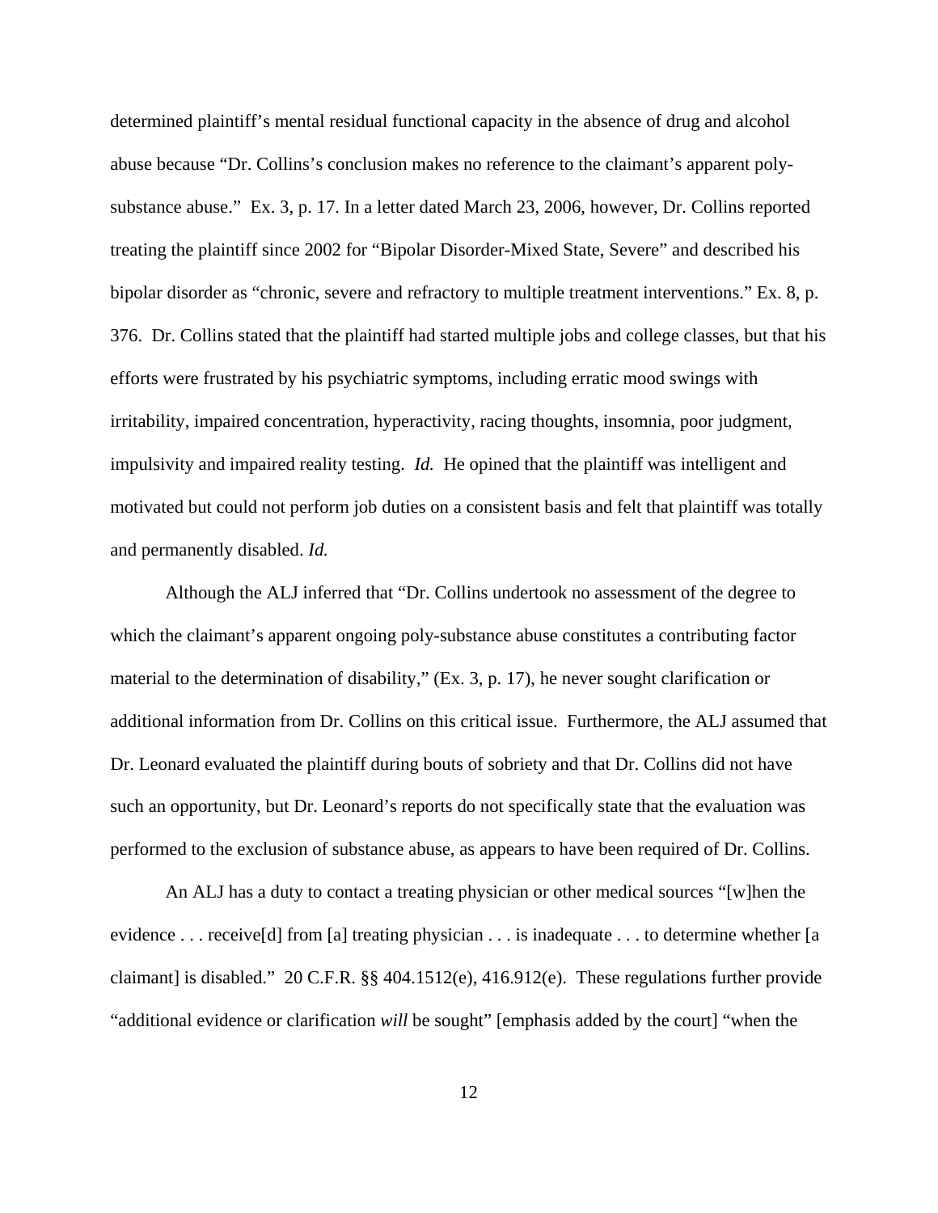determined plaintiff's mental residual functional capacity in the absence of drug and alcohol abuse because "Dr. Collins's conclusion makes no reference to the claimant's apparent poly-substance abuse." Ex. 3, p. 17. In a letter dated March 23, 2006, however, Dr. Collins reported treating the plaintiff since 2002 for "Bipolar Disorder-Mixed State, Severe" and described his bipolar disorder as "chronic, severe and refractory to multiple treatment interventions." Ex. 8, p. 376. Dr. Collins stated that the plaintiff had started multiple jobs and college classes, but that his efforts were frustrated by his psychiatric symptoms, including erratic mood swings with irritability, impaired concentration, hyperactivity, racing thoughts, insomnia, poor judgment, impulsivity and impaired reality testing. *Id.* He opined that the plaintiff was intelligent and motivated but could not perform job duties on a consistent basis and felt that plaintiff was totally and permanently disabled. *Id.*

Although the ALJ inferred that "Dr. Collins undertook no assessment of the degree to which the claimant's apparent ongoing poly-substance abuse constitutes a contributing factor material to the determination of disability," (Ex. 3, p. 17), he never sought clarification or additional information from Dr. Collins on this critical issue. Furthermore, the ALJ assumed that Dr. Leonard evaluated the plaintiff during bouts of sobriety and that Dr. Collins did not have such an opportunity, but Dr. Leonard's reports do not specifically state that the evaluation was performed to the exclusion of substance abuse, as appears to have been required of Dr. Collins.

An ALJ has a duty to contact a treating physician or other medical sources "[w]hen the evidence . . . receive[d] from [a] treating physician . . . is inadequate . . . to determine whether [a claimant] is disabled." 20 C.F.R. §§ 404.1512(e), 416.912(e). These regulations further provide "additional evidence or clarification *will* be sought" [emphasis added by the court] "when the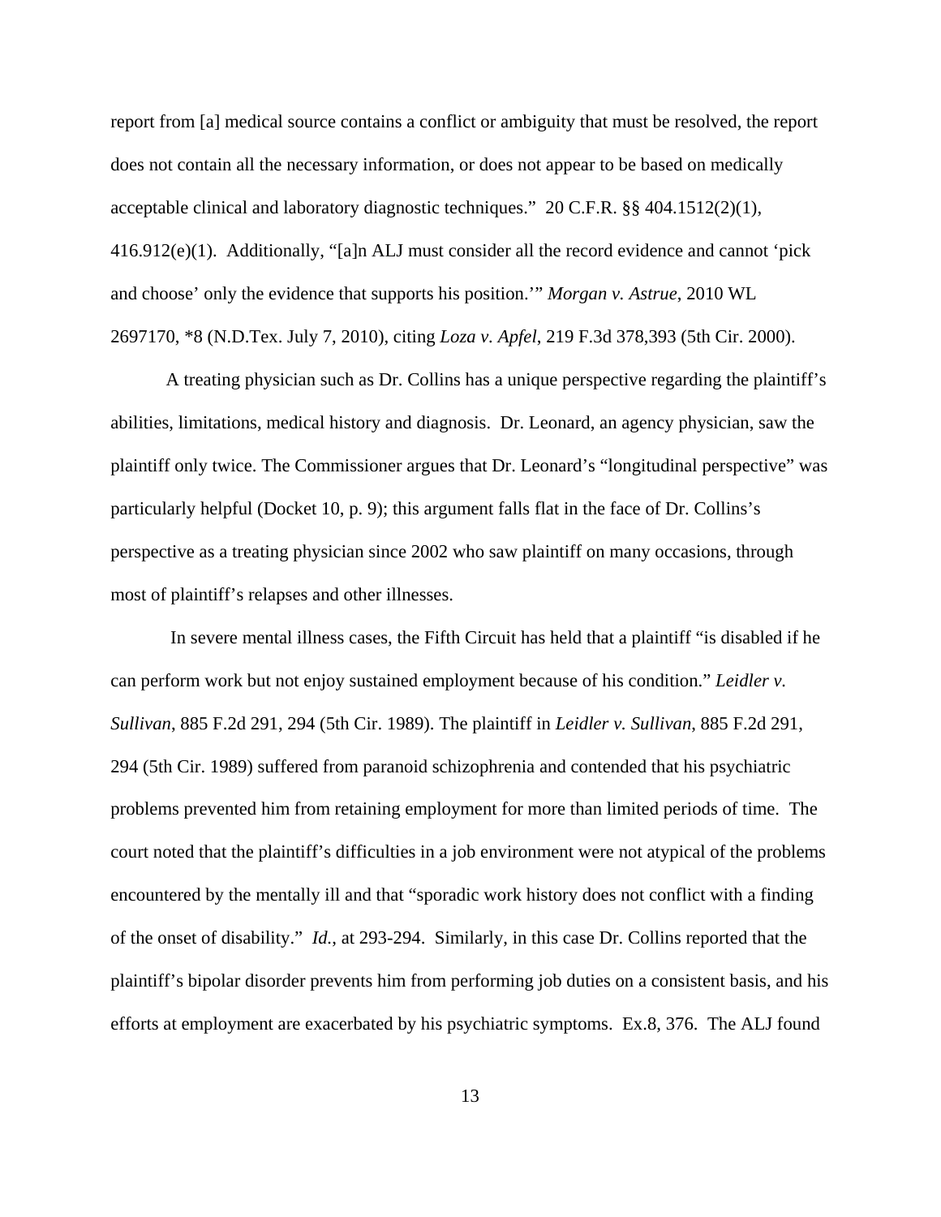report from [a] medical source contains a conflict or ambiguity that must be resolved, the report does not contain all the necessary information, or does not appear to be based on medically acceptable clinical and laboratory diagnostic techniques." 20 C.F.R. §§ 404.1512(2)(1), 416.912(e)(1). Additionally, "[a]n ALJ must consider all the record evidence and cannot 'pick and choose' only the evidence that supports his position.'" *Morgan v. Astrue*, 2010 WL 2697170, *8 (N.D.Tex. July 7, 2010), citing *Loza v. Apfel*, 219 F.3d 378,393 (5th Cir. 2000).

A treating physician such as Dr. Collins has a unique perspective regarding the plaintiff's abilities, limitations, medical history and diagnosis. Dr. Leonard, an agency physician, saw the plaintiff only twice. The Commissioner argues that Dr. Leonard's "longitudinal perspective" was particularly helpful (Docket 10, p. 9); this argument falls flat in the face of Dr. Collins's perspective as a treating physician since 2002 who saw plaintiff on many occasions, through most of plaintiff's relapses and other illnesses.

In severe mental illness cases, the Fifth Circuit has held that a plaintiff "is disabled if he can perform work but not enjoy sustained employment because of his condition." *Leidler v. Sullivan*, 885 F.2d 291, 294 (5th Cir. 1989). The plaintiff in *Leidler v. Sullivan*, 885 F.2d 291, 294 (5th Cir. 1989) suffered from paranoid schizophrenia and contended that his psychiatric problems prevented him from retaining employment for more than limited periods of time. The court noted that the plaintiff's difficulties in a job environment were not atypical of the problems encountered by the mentally ill and that "sporadic work history does not conflict with a finding of the onset of disability." *Id.*, at 293-294. Similarly, in this case Dr. Collins reported that the plaintiff's bipolar disorder prevents him from performing job duties on a consistent basis, and his efforts at employment are exacerbated by his psychiatric symptoms. Ex.8, 376. The ALJ found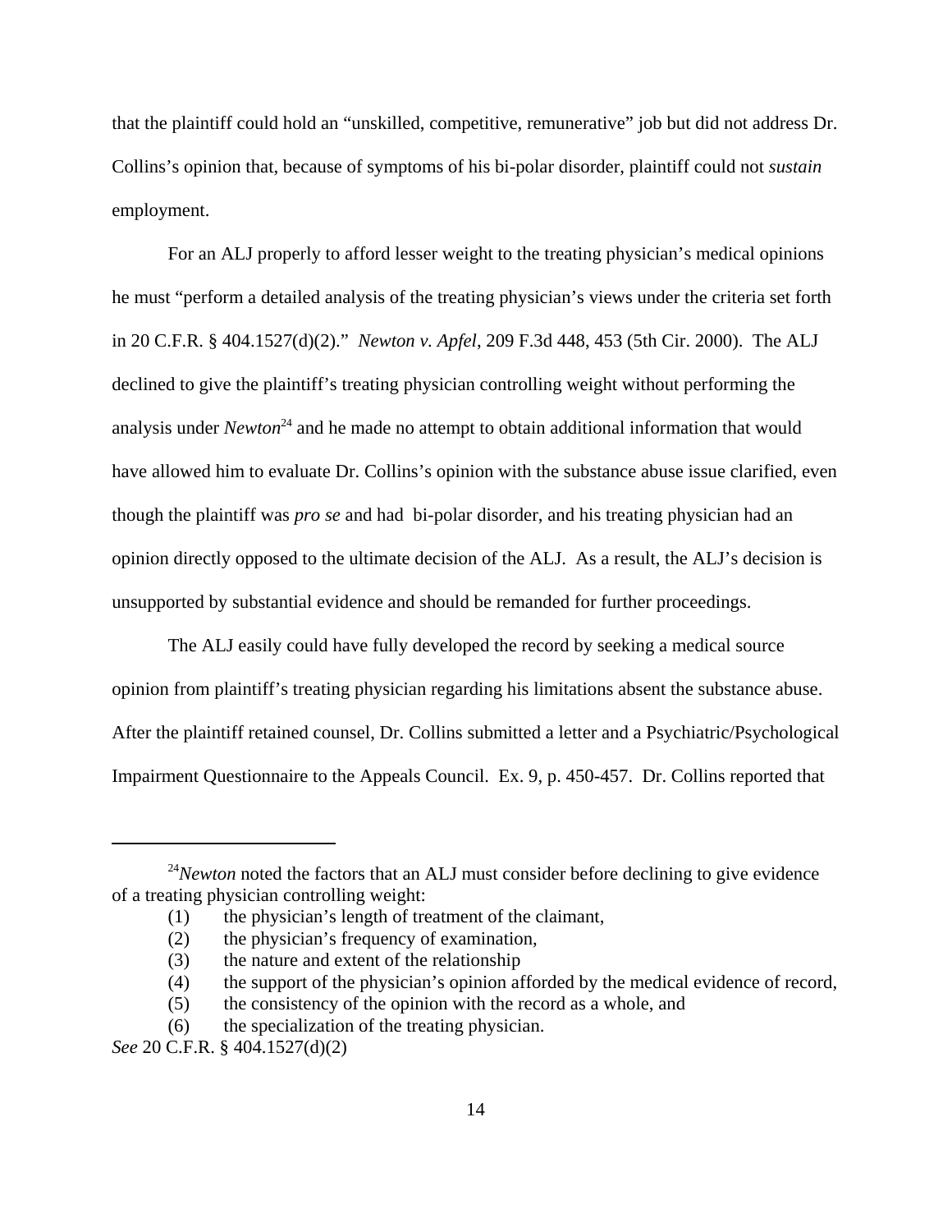that the plaintiff could hold an "unskilled, competitive, remunerative" job but did not address Dr. Collins's opinion that, because of symptoms of his bi-polar disorder, plaintiff could not *sustain* employment.

For an ALJ properly to afford lesser weight to the treating physician's medical opinions he must "perform a detailed analysis of the treating physician's views under the criteria set forth in 20 C.F.R. § 404.1527(d)(2)." *Newton v. Apfel*, 209 F.3d 448, 453 (5th Cir. 2000). The ALJ declined to give the plaintiff's treating physician controlling weight without performing the analysis under *Newton*[24] and he made no attempt to obtain additional information that would have allowed him to evaluate Dr. Collins's opinion with the substance abuse issue clarified, even though the plaintiff was *pro se* and had bi-polar disorder, and his treating physician had an opinion directly opposed to the ultimate decision of the ALJ. As a result, the ALJ's decision is unsupported by substantial evidence and should be remanded for further proceedings.

The ALJ easily could have fully developed the record by seeking a medical source opinion from plaintiff's treating physician regarding his limitations absent the substance abuse. After the plaintiff retained counsel, Dr. Collins submitted a letter and a Psychiatric/Psychological Impairment Questionnaire to the Appeals Council. Ex. 9, p. 450-457. Dr. Collins reported that

---

[24] *Newton* noted the factors that an ALJ must consider before declining to give evidence of a treating physician controlling weight:

(1) the physician's length of treatment of the claimant,
(2) the physician's frequency of examination,
(3) the nature and extent of the relationship
(4) the support of the physician's opinion afforded by the medical evidence of record,
(5) the consistency of the opinion with the record as a whole, and
(6) the specialization of the treating physician.

*See* 20 C.F.R. § 404.1527(d)(2)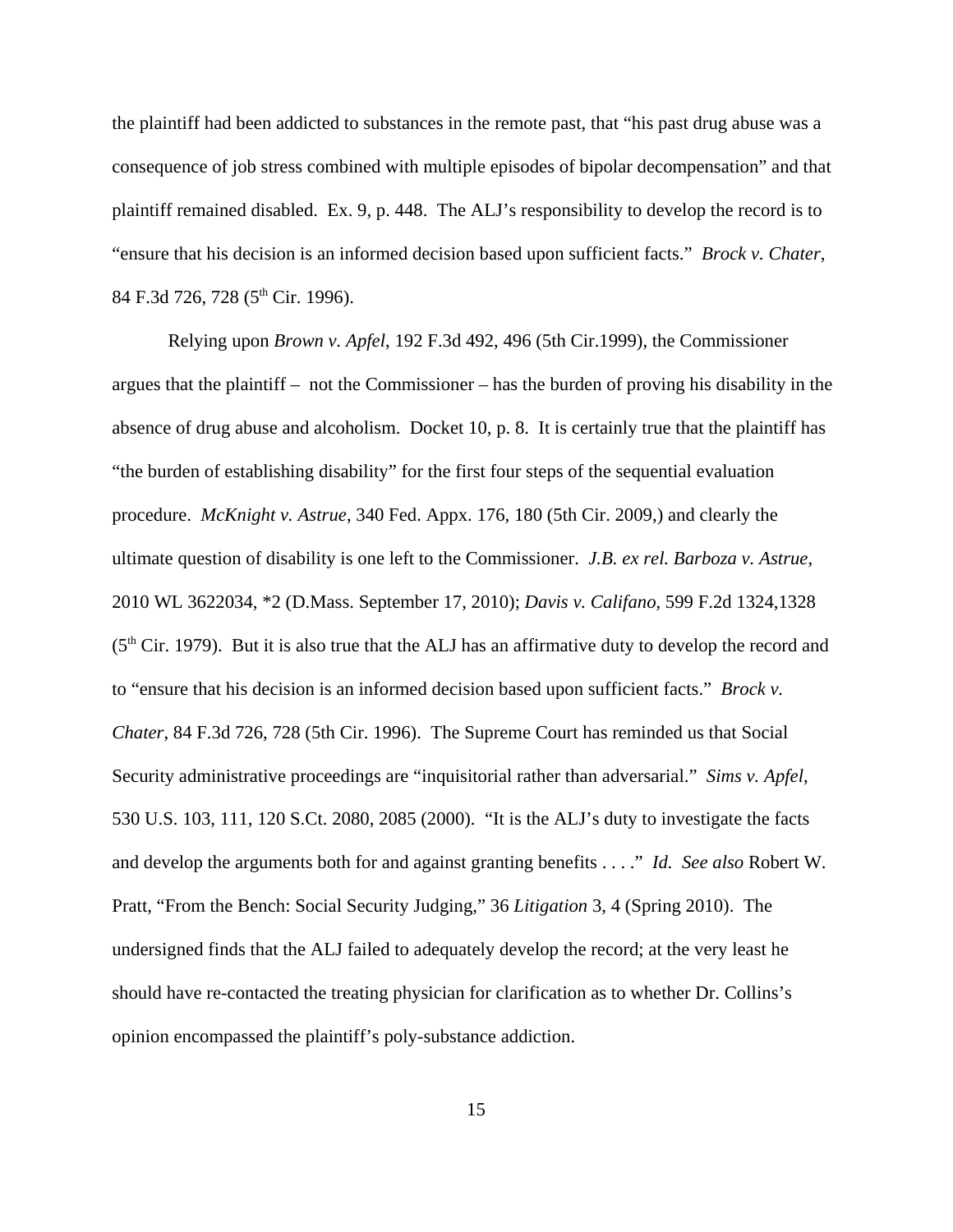the plaintiff had been addicted to substances in the remote past, that "his past drug abuse was a consequence of job stress combined with multiple episodes of bipolar decompensation" and that plaintiff remained disabled. Ex. 9, p. 448. The ALJ's responsibility to develop the record is to "ensure that his decision is an informed decision based upon sufficient facts." *Brock v. Chater*, 84 F.3d 726, 728 (5th Cir. 1996).

Relying upon *Brown v. Apfel*, 192 F.3d 492, 496 (5th Cir.1999), the Commissioner argues that the plaintiff – not the Commissioner – has the burden of proving his disability in the absence of drug abuse and alcoholism. Docket 10, p. 8. It is certainly true that the plaintiff has "the burden of establishing disability" for the first four steps of the sequential evaluation procedure. *McKnight v. Astrue*, 340 Fed. Appx. 176, 180 (5th Cir. 2009,) and clearly the ultimate question of disability is one left to the Commissioner. *J.B. ex rel. Barboza v. Astrue*, 2010 WL 3622034, *2 (D.Mass. September 17, 2010); *Davis v. Califano*, 599 F.2d 1324,1328 (5th Cir. 1979). But it is also true that the ALJ has an affirmative duty to develop the record and to "ensure that his decision is an informed decision based upon sufficient facts." *Brock v. Chater*, 84 F.3d 726, 728 (5th Cir. 1996). The Supreme Court has reminded us that Social Security administrative proceedings are "inquisitorial rather than adversarial." *Sims v. Apfel*, 530 U.S. 103, 111, 120 S.Ct. 2080, 2085 (2000). "It is the ALJ's duty to investigate the facts and develop the arguments both for and against granting benefits . . . ." *Id. See also* Robert W. Pratt, "From the Bench: Social Security Judging," 36 *Litigation* 3, 4 (Spring 2010). The undersigned finds that the ALJ failed to adequately develop the record; at the very least he should have re-contacted the treating physician for clarification as to whether Dr. Collins's opinion encompassed the plaintiff's poly-substance addiction.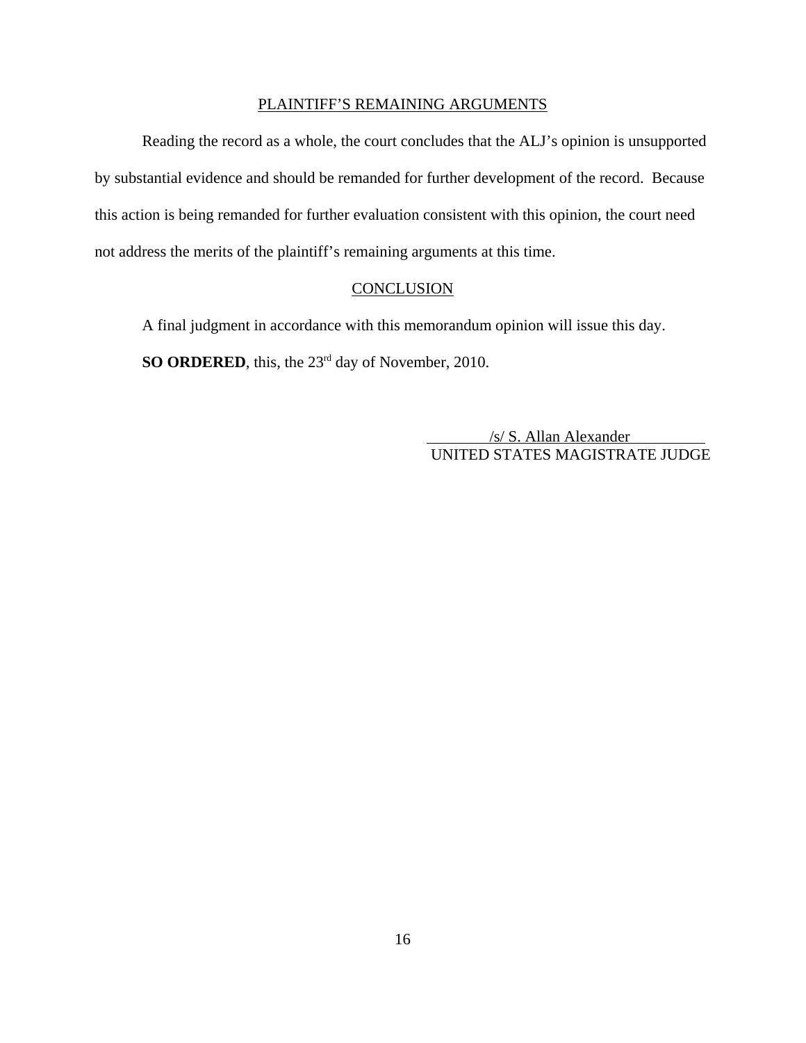## PLAINTIFF'S REMAINING ARGUMENTS

Reading the record as a whole, the court concludes that the ALJ's opinion is unsupported by substantial evidence and should be remanded for further development of the record. Because this action is being remanded for further evaluation consistent with this opinion, the court need not address the merits of the plaintiff's remaining arguments at this time.

## CONCLUSION

A final judgment in accordance with this memorandum opinion will issue this day.

**SO ORDERED**, this, the 23rd day of November, 2010.

/s/ S. Allan Alexander
UNITED STATES MAGISTRATE JUDGE